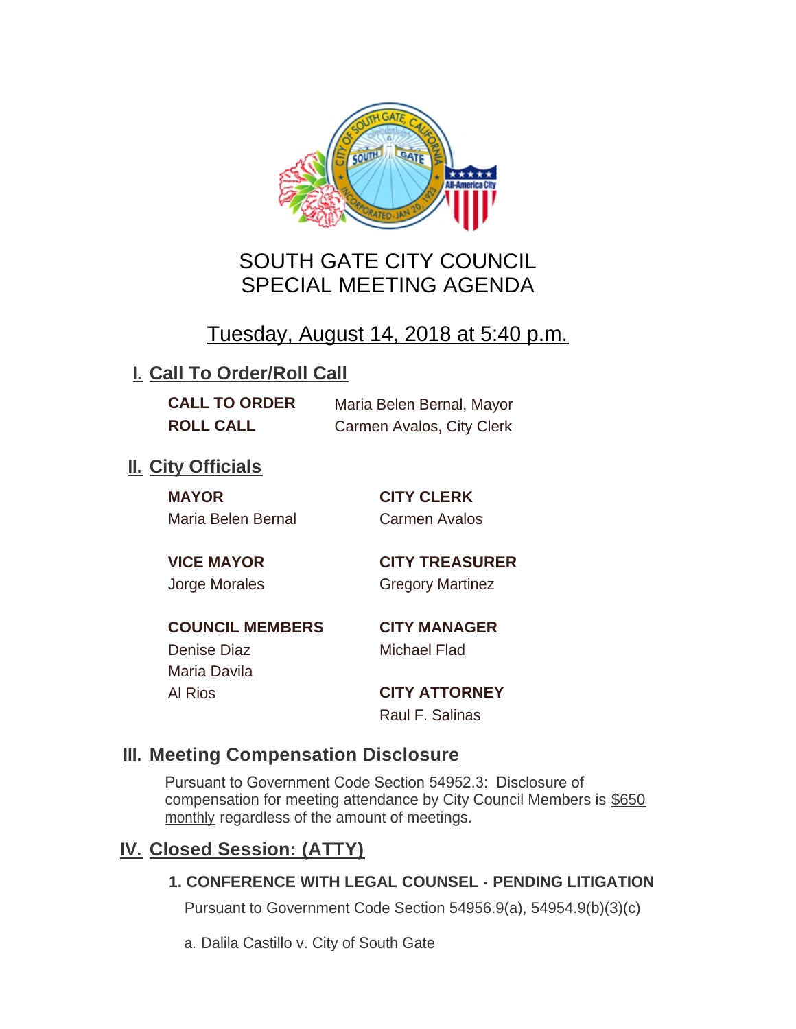# SOUTH GATE CITY COUNCIL
# SPECIAL MEETING AGENDA

## Tuesday, August 14, 2018 at 5:40 p.m.

## I. Call To Order/Roll Call

**CALL TO ORDER** Maria Belen Bernal, Mayor
**ROLL CALL** Carmen Avalos, City Clerk

## II. City Officials

**MAYOR**
Maria Belen Bernal

**VICE MAYOR**
Jorge Morales

**COUNCIL MEMBERS**
Denise Diaz
Maria Davila
Al Rios

**CITY CLERK**
Carmen Avalos

**CITY TREASURER**
Gregory Martinez

**CITY MANAGER**
Michael Flad

**CITY ATTORNEY**
Raul F. Salinas

## III. Meeting Compensation Disclosure

Pursuant to Government Code Section 54952.3: Disclosure of compensation for meeting attendance by City Council Members is $650 monthly regardless of the amount of meetings.

## IV. Closed Session: (ATTY)

### 1. CONFERENCE WITH LEGAL COUNSEL - PENDING LITIGATION

Pursuant to Government Code Section 54956.9(a), 54954.9(b)(3)(c)

a. Dalila Castillo v. City of South Gate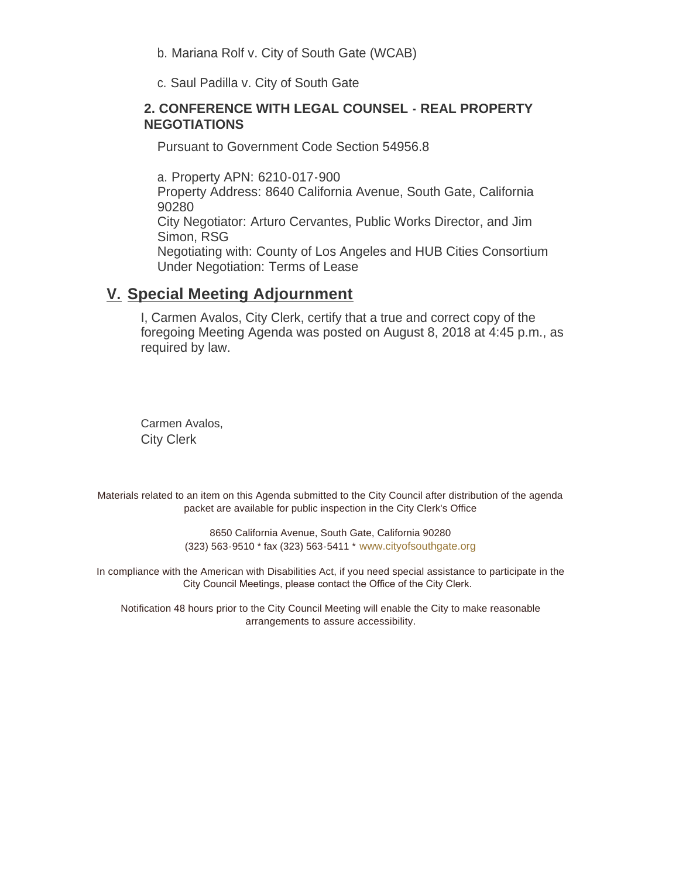b. Mariana Rolf v. City of South Gate (WCAB)

c. Saul Padilla v. City of South Gate

**2. CONFERENCE WITH LEGAL COUNSEL - REAL PROPERTY NEGOTIATIONS**

Pursuant to Government Code Section 54956.8

a. Property APN: 6210-017-900
Property Address: 8640 California Avenue, South Gate, California 90280
City Negotiator: Arturo Cervantes, Public Works Director, and Jim Simon, RSG
Negotiating with: County of Los Angeles and HUB Cities Consortium
Under Negotiation: Terms of Lease

## V. Special Meeting Adjournment

I, Carmen Avalos, City Clerk, certify that a true and correct copy of the foregoing Meeting Agenda was posted on August 8, 2018 at 4:45 p.m., as required by law.

Carmen Avalos,
City Clerk

Materials related to an item on this Agenda submitted to the City Council after distribution of the agenda packet are available for public inspection in the City Clerk's Office

8650 California Avenue, South Gate, California 90280
(323) 563-9510 * fax (323) 563-5411 * www.cityofsouthgate.org

In compliance with the American with Disabilities Act, if you need special assistance to participate in the City Council Meetings, please contact the Office of the City Clerk.

Notification 48 hours prior to the City Council Meeting will enable the City to make reasonable arrangements to assure accessibility.